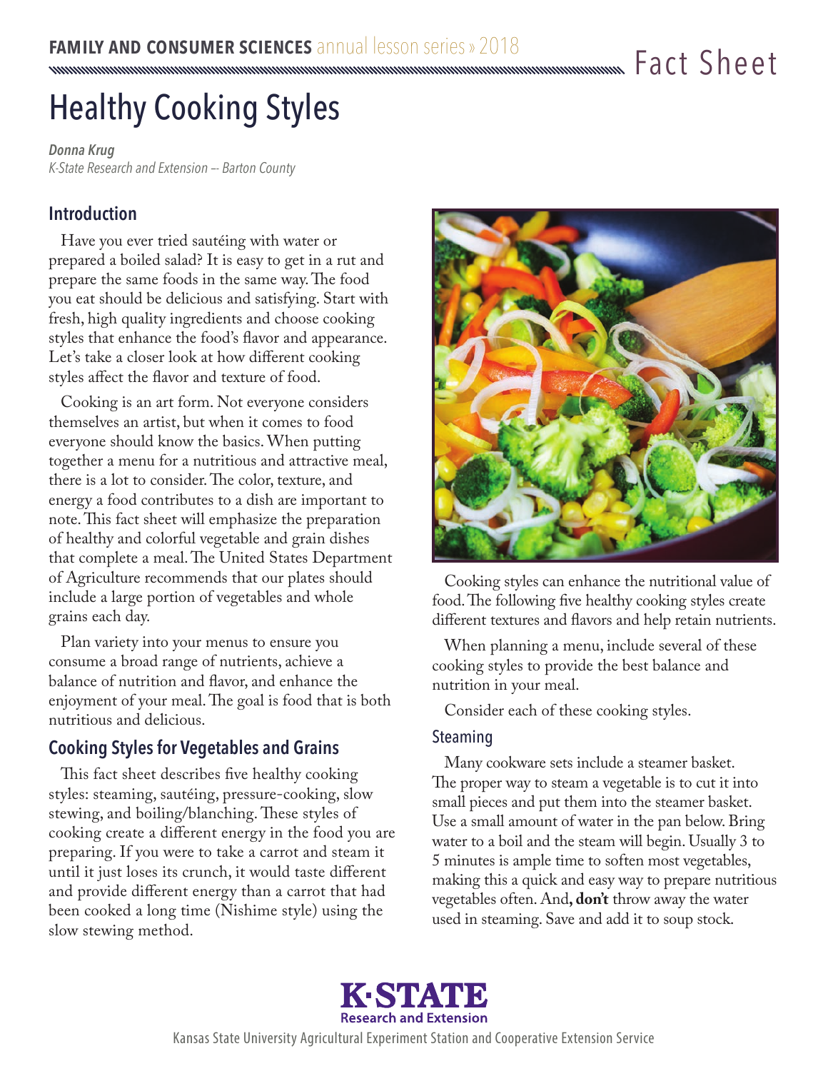FAMILY AND CONSUMER SCIENCES annual lesson series » 2018

Fact Sheet

# Healthy Cooking Styles

*Donna Krug*
*K-State Research and Extension — Barton County*

## Introduction

Have you ever tried sautéing with water or prepared a boiled salad? It is easy to get in a rut and prepare the same foods in the same way. The food you eat should be delicious and satisfying. Start with fresh, high quality ingredients and choose cooking styles that enhance the food's flavor and appearance. Let's take a closer look at how different cooking styles affect the flavor and texture of food.

Cooking is an art form. Not everyone considers themselves an artist, but when it comes to food everyone should know the basics. When putting together a menu for a nutritious and attractive meal, there is a lot to consider. The color, texture, and energy a food contributes to a dish are important to note. This fact sheet will emphasize the preparation of healthy and colorful vegetable and grain dishes that complete a meal. The United States Department of Agriculture recommends that our plates should include a large portion of vegetables and whole grains each day.

Plan variety into your menus to ensure you consume a broad range of nutrients, achieve a balance of nutrition and flavor, and enhance the enjoyment of your meal. The goal is food that is both nutritious and delicious.

## Cooking Styles for Vegetables and Grains

This fact sheet describes five healthy cooking styles: steaming, sautéing, pressure-cooking, slow stewing, and boiling/blanching. These styles of cooking create a different energy in the food you are preparing. If you were to take a carrot and steam it until it just loses its crunch, it would taste different and provide different energy than a carrot that had been cooked a long time (Nishime style) using the slow stewing method.

Cooking styles can enhance the nutritional value of food. The following five healthy cooking styles create different textures and flavors and help retain nutrients.

When planning a menu, include several of these cooking styles to provide the best balance and nutrition in your meal.

Consider each of these cooking styles.

### Steaming

Many cookware sets include a steamer basket. The proper way to steam a vegetable is to cut it into small pieces and put them into the steamer basket. Use a small amount of water in the pan below. Bring water to a boil and the steam will begin. Usually 3 to 5 minutes is ample time to soften most vegetables, making this a quick and easy way to prepare nutritious vegetables often. And**, don't** throw away the water used in steaming. Save and add it to soup stock.

K·STATE Research and Extension

Kansas State University Agricultural Experiment Station and Cooperative Extension Service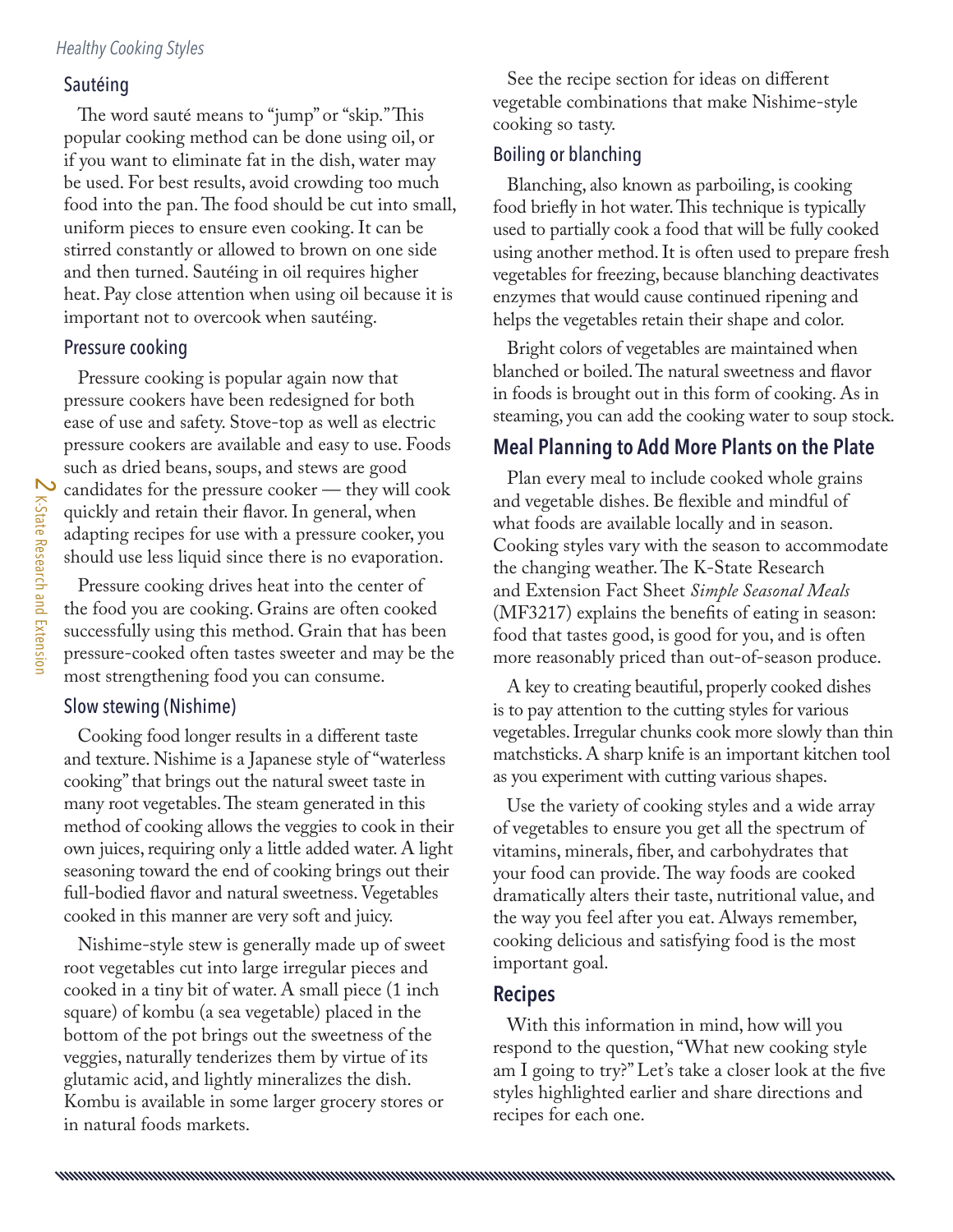### Sautéing

The word sauté means to "jump" or "skip." This popular cooking method can be done using oil, or if you want to eliminate fat in the dish, water may be used. For best results, avoid crowding too much food into the pan. The food should be cut into small, uniform pieces to ensure even cooking. It can be stirred constantly or allowed to brown on one side and then turned. Sautéing in oil requires higher heat. Pay close attention when using oil because it is important not to overcook when sautéing.

### Pressure cooking

Pressure cooking is popular again now that pressure cookers have been redesigned for both ease of use and safety. Stove-top as well as electric pressure cookers are available and easy to use. Foods such as dried beans, soups, and stews are good candidates for the pressure cooker — they will cook quickly and retain their flavor. In general, when adapting recipes for use with a pressure cooker, you should use less liquid since there is no evaporation.

Pressure cooking drives heat into the center of the food you are cooking. Grains are often cooked successfully using this method. Grain that has been pressure-cooked often tastes sweeter and may be the most strengthening food you can consume.

### Slow stewing (Nishime)

Cooking food longer results in a different taste and texture. Nishime is a Japanese style of "waterless cooking" that brings out the natural sweet taste in many root vegetables. The steam generated in this method of cooking allows the veggies to cook in their own juices, requiring only a little added water. A light seasoning toward the end of cooking brings out their full-bodied flavor and natural sweetness. Vegetables cooked in this manner are very soft and juicy.

Nishime-style stew is generally made up of sweet root vegetables cut into large irregular pieces and cooked in a tiny bit of water. A small piece (1 inch square) of kombu (a sea vegetable) placed in the bottom of the pot brings out the sweetness of the veggies, naturally tenderizes them by virtue of its glutamic acid, and lightly mineralizes the dish. Kombu is available in some larger grocery stores or in natural foods markets.

See the recipe section for ideas on different vegetable combinations that make Nishime-style cooking so tasty.

### Boiling or blanching

Blanching, also known as parboiling, is cooking food briefly in hot water. This technique is typically used to partially cook a food that will be fully cooked using another method. It is often used to prepare fresh vegetables for freezing, because blanching deactivates enzymes that would cause continued ripening and helps the vegetables retain their shape and color.

Bright colors of vegetables are maintained when blanched or boiled. The natural sweetness and flavor in foods is brought out in this form of cooking. As in steaming, you can add the cooking water to soup stock.

## Meal Planning to Add More Plants on the Plate

Plan every meal to include cooked whole grains and vegetable dishes. Be flexible and mindful of what foods are available locally and in season. Cooking styles vary with the season to accommodate the changing weather. The K-State Research and Extension Fact Sheet *Simple Seasonal Meals* (MF3217) explains the benefits of eating in season: food that tastes good, is good for you, and is often more reasonably priced than out-of-season produce.

A key to creating beautiful, properly cooked dishes is to pay attention to the cutting styles for various vegetables. Irregular chunks cook more slowly than thin matchsticks. A sharp knife is an important kitchen tool as you experiment with cutting various shapes.

Use the variety of cooking styles and a wide array of vegetables to ensure you get all the spectrum of vitamins, minerals, fiber, and carbohydrates that your food can provide. The way foods are cooked dramatically alters their taste, nutritional value, and the way you feel after you eat. Always remember, cooking delicious and satisfying food is the most important goal.

## Recipes

With this information in mind, how will you respond to the question, "What new cooking style am I going to try?" Let's take a closer look at the five styles highlighted earlier and share directions and recipes for each one.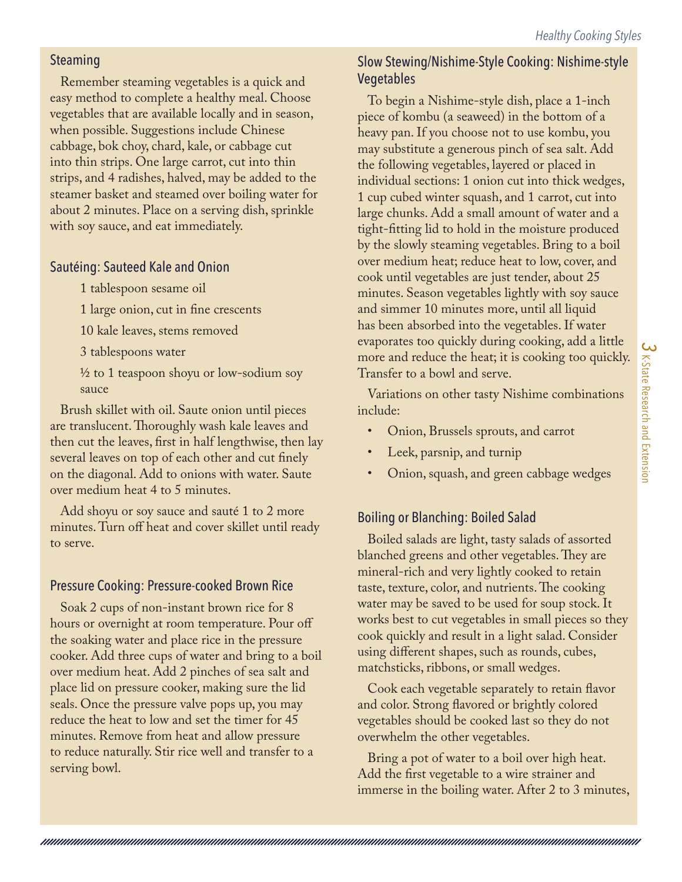## Steaming

Remember steaming vegetables is a quick and easy method to complete a healthy meal. Choose vegetables that are available locally and in season, when possible. Suggestions include Chinese cabbage, bok choy, chard, kale, or cabbage cut into thin strips. One large carrot, cut into thin strips, and 4 radishes, halved, may be added to the steamer basket and steamed over boiling water for about 2 minutes. Place on a serving dish, sprinkle with soy sauce, and eat immediately.

## Sautéing: Sauteed Kale and Onion

1 tablespoon sesame oil

1 large onion, cut in fine crescents

10 kale leaves, stems removed

3 tablespoons water

½ to 1 teaspoon shoyu or low-sodium soy sauce

Brush skillet with oil. Saute onion until pieces are translucent. Thoroughly wash kale leaves and then cut the leaves, first in half lengthwise, then lay several leaves on top of each other and cut finely on the diagonal. Add to onions with water. Saute over medium heat 4 to 5 minutes.

Add shoyu or soy sauce and sauté 1 to 2 more minutes. Turn off heat and cover skillet until ready to serve.

## Pressure Cooking: Pressure-cooked Brown Rice

Soak 2 cups of non-instant brown rice for 8 hours or overnight at room temperature. Pour off the soaking water and place rice in the pressure cooker. Add three cups of water and bring to a boil over medium heat. Add 2 pinches of sea salt and place lid on pressure cooker, making sure the lid seals. Once the pressure valve pops up, you may reduce the heat to low and set the timer for 45 minutes. Remove from heat and allow pressure to reduce naturally. Stir rice well and transfer to a serving bowl.

## Slow Stewing/Nishime-Style Cooking: Nishime-style Vegetables

To begin a Nishime-style dish, place a 1-inch piece of kombu (a seaweed) in the bottom of a heavy pan. If you choose not to use kombu, you may substitute a generous pinch of sea salt. Add the following vegetables, layered or placed in individual sections: 1 onion cut into thick wedges, 1 cup cubed winter squash, and 1 carrot, cut into large chunks. Add a small amount of water and a tight-fitting lid to hold in the moisture produced by the slowly steaming vegetables. Bring to a boil over medium heat; reduce heat to low, cover, and cook until vegetables are just tender, about 25 minutes. Season vegetables lightly with soy sauce and simmer 10 minutes more, until all liquid has been absorbed into the vegetables. If water evaporates too quickly during cooking, add a little more and reduce the heat; it is cooking too quickly. Transfer to a bowl and serve.

Variations on other tasty Nishime combinations include:

- Onion, Brussels sprouts, and carrot
- Leek, parsnip, and turnip
- Onion, squash, and green cabbage wedges

## Boiling or Blanching: Boiled Salad

Boiled salads are light, tasty salads of assorted blanched greens and other vegetables. They are mineral-rich and very lightly cooked to retain taste, texture, color, and nutrients. The cooking water may be saved to be used for soup stock. It works best to cut vegetables in small pieces so they cook quickly and result in a light salad. Consider using different shapes, such as rounds, cubes, matchsticks, ribbons, or small wedges.

Cook each vegetable separately to retain flavor and color. Strong flavored or brightly colored vegetables should be cooked last so they do not overwhelm the other vegetables.

Bring a pot of water to a boil over high heat. Add the first vegetable to a wire strainer and immerse in the boiling water. After 2 to 3 minutes,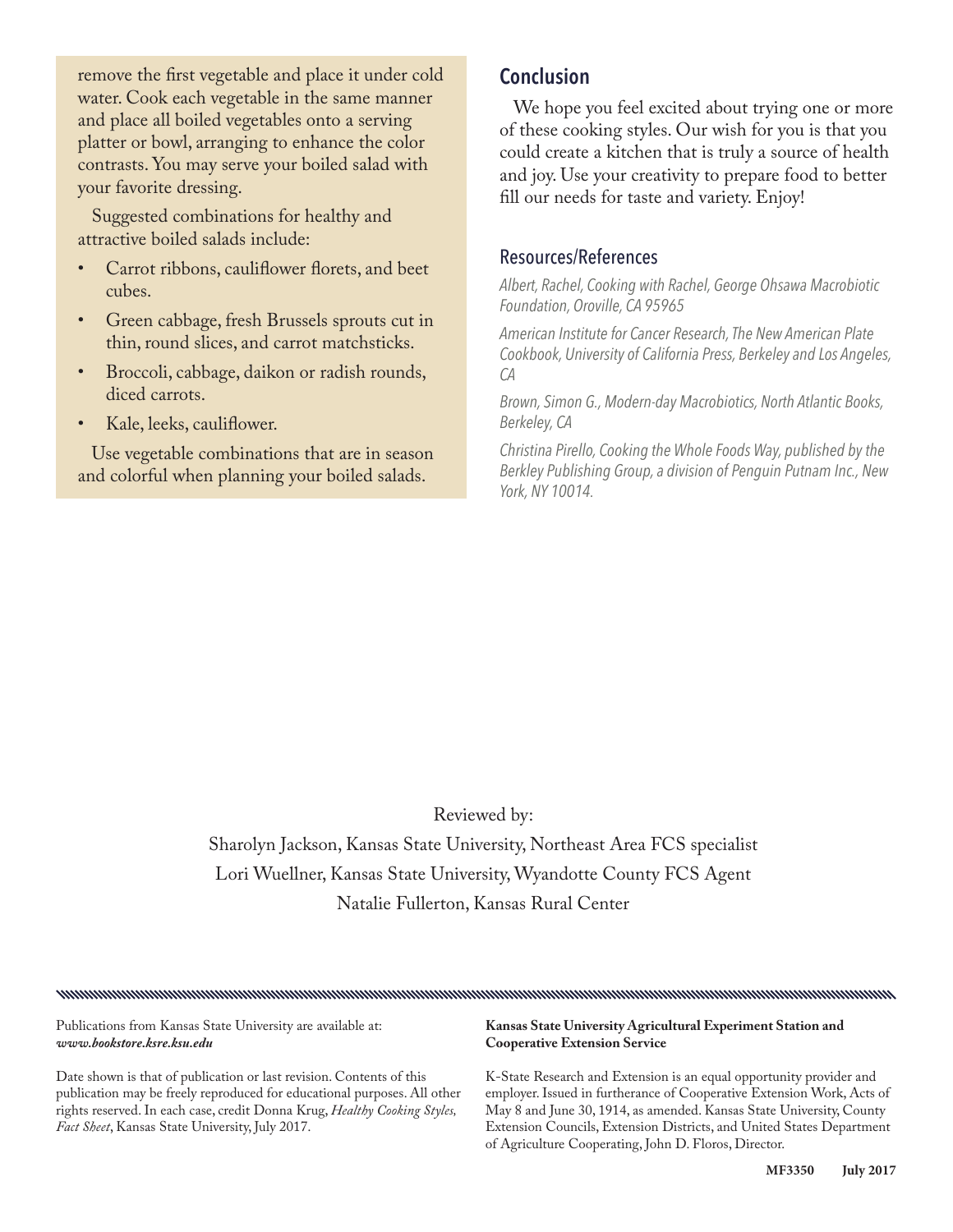remove the first vegetable and place it under cold water. Cook each vegetable in the same manner and place all boiled vegetables onto a serving platter or bowl, arranging to enhance the color contrasts. You may serve your boiled salad with your favorite dressing.

Suggested combinations for healthy and attractive boiled salads include:

- Carrot ribbons, cauliflower florets, and beet cubes.
- Green cabbage, fresh Brussels sprouts cut in thin, round slices, and carrot matchsticks.
- Broccoli, cabbage, daikon or radish rounds, diced carrots.
- Kale, leeks, cauliflower.

Use vegetable combinations that are in season and colorful when planning your boiled salads.

## Conclusion

We hope you feel excited about trying one or more of these cooking styles. Our wish for you is that you could create a kitchen that is truly a source of health and joy. Use your creativity to prepare food to better fill our needs for taste and variety. Enjoy!

### Resources/References

*Albert, Rachel, Cooking with Rachel, George Ohsawa Macrobiotic Foundation, Oroville, CA 95965*

*American Institute for Cancer Research, The New American Plate Cookbook, University of California Press, Berkeley and Los Angeles, CA*

*Brown, Simon G., Modern-day Macrobiotics, North Atlantic Books, Berkeley, CA*

*Christina Pirello, Cooking the Whole Foods Way, published by the Berkley Publishing Group, a division of Penguin Putnam Inc., New York, NY 10014.*

Reviewed by:

Sharolyn Jackson, Kansas State University, Northeast Area FCS specialist

Lori Wuellner, Kansas State University, Wyandotte County FCS Agent

Natalie Fullerton, Kansas Rural Center

Publications from Kansas State University are available at: ***www.bookstore.ksre.ksu.edu***

Date shown is that of publication or last revision. Contents of this publication may be freely reproduced for educational purposes. All other rights reserved. In each case, credit Donna Krug, *Healthy Cooking Styles, Fact Sheet*, Kansas State University, July 2017.

**Kansas State University Agricultural Experiment Station and Cooperative Extension Service**

K-State Research and Extension is an equal opportunity provider and employer. Issued in furtherance of Cooperative Extension Work, Acts of May 8 and June 30, 1914, as amended. Kansas State University, County Extension Councils, Extension Districts, and United States Department of Agriculture Cooperating, John D. Floros, Director.

**MF3350 July 2017**